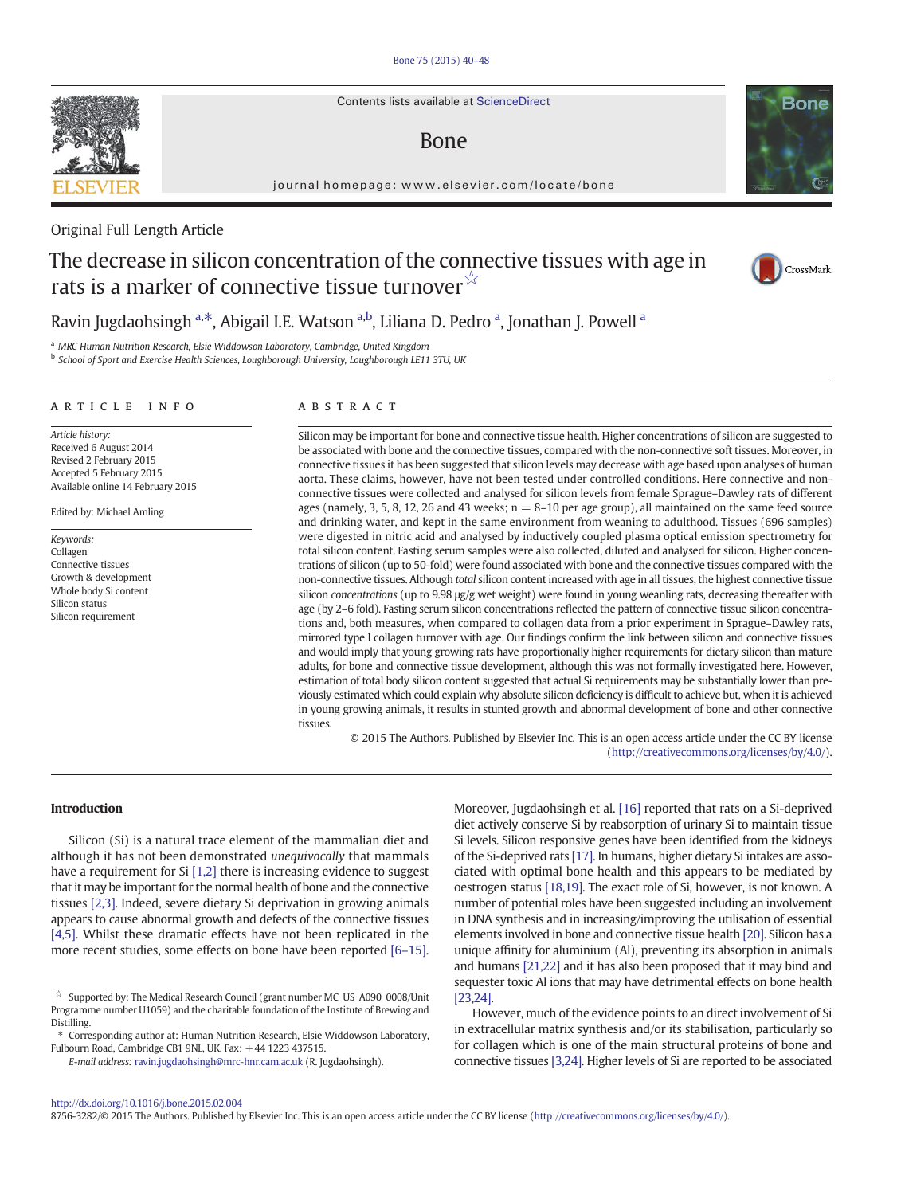Original Full Length Article

# The decrease in silicon concentration of the connective tissues with age in rats is a marker of connective tissue turnover ☆

Ravin Jugdaohsingh [a,*], Abigail I.E. Watson [a,b], Liliana D. Pedro [a], Jonathan J. Powell [a]

[a] MRC Human Nutrition Research, Elsie Widdowson Laboratory, Cambridge, United Kingdom
[b] School of Sport and Exercise Health Sciences, Loughborough University, Loughborough LE11 3TU, UK

## ARTICLE INFO

*Article history:*
Received 6 August 2014
Revised 2 February 2015
Accepted 5 February 2015
Available online 14 February 2015

Edited by: Michael Amling

*Keywords:*
Collagen
Connective tissues
Growth & development
Whole body Si content
Silicon status
Silicon requirement

## ABSTRACT

Silicon may be important for bone and connective tissue health. Higher concentrations of silicon are suggested to be associated with bone and the connective tissues, compared with the non-connective soft tissues. Moreover, in connective tissues it has been suggested that silicon levels may decrease with age based upon analyses of human aorta. These claims, however, have not been tested under controlled conditions. Here connective and non-connective tissues were collected and analysed for silicon levels from female Sprague–Dawley rats of different ages (namely, 3, 5, 8, 12, 26 and 43 weeks; n = 8–10 per age group), all maintained on the same feed source and drinking water, and kept in the same environment from weaning to adulthood. Tissues (696 samples) were digested in nitric acid and analysed by inductively coupled plasma optical emission spectrometry for total silicon content. Fasting serum samples were also collected, diluted and analysed for silicon. Higher concentrations of silicon (up to 50-fold) were found associated with bone and the connective tissues compared with the non-connective soft tissues. Although *total* silicon content increased with age in all tissues, the highest connective tissue silicon *concentrations* (up to 9.98 μg/g wet weight) were found in young weanling rats, decreasing thereafter with age (by 2–6 fold). Fasting serum silicon concentrations reflected the pattern of connective tissue silicon concentrations and, both measures, when compared to collagen data from a prior experiment in Sprague–Dawley rats, mirrored type I collagen turnover with age. Our findings confirm the link between silicon and connective tissues and would imply that young growing rats have proportionally higher requirements for dietary silicon than mature adults, for bone and connective tissue development, although this was not formally investigated here. However, estimation of total body silicon content suggested that actual Si requirements may be substantially lower than previously estimated which could explain why absolute silicon deficiency is difficult to achieve but, when it is achieved in young growing animals, it results in stunted growth and abnormal development of bone and other connective tissues.

© 2015 The Authors. Published by Elsevier Inc. This is an open access article under the CC BY license (http://creativecommons.org/licenses/by/4.0/).

## Introduction

Silicon (Si) is a natural trace element of the mammalian diet and although it has not been demonstrated *unequivocally* that mammals have a requirement for Si [1,2] there is increasing evidence to suggest that it may be important for the normal health of bone and the connective tissues [2,3]. Indeed, severe dietary Si deprivation in growing animals appears to cause abnormal growth and defects of the connective tissues [4,5]. Whilst these dramatic effects have not been replicated in the more recent studies, some effects on bone have been reported [6–15]. Moreover, Jugdaohsingh et al. [16] reported that rats on a Si-deprived diet actively conserve Si by reabsorption of urinary Si to maintain tissue Si levels. Silicon responsive genes have been identified from the kidneys of the Si-deprived rats [17]. In humans, higher dietary Si intakes are associated with optimal bone health and this appears to be mediated by oestrogen status [18,19]. The exact role of Si, however, is not known. A number of potential roles have been suggested including an involvement in DNA synthesis and in increasing/improving the utilisation of essential elements involved in bone and connective tissue health [20]. Silicon has a unique affinity for aluminium (Al), preventing its absorption in animals and humans [21,22] and it has also been proposed that it may bind and sequester toxic Al ions that may have detrimental effects on bone health [23,24].

However, much of the evidence points to an direct involvement of Si in extracellular matrix synthesis and/or its stabilisation, particularly so for collagen which is one of the main structural proteins of bone and connective tissues [3,24]. Higher levels of Si are reported to be associated

☆ Supported by: The Medical Research Council (grant number MC_US_A090_0008/Unit Programme number U1059) and the charitable foundation of the Institute of Brewing and Distilling.

\* Corresponding author at: Human Nutrition Research, Elsie Widdowson Laboratory, Fulbourn Road, Cambridge CB1 9NL, UK. Fax: +44 1223 437515.

*E-mail address:* ravin.jugdaohsingh@mrc-hnr.cam.ac.uk (R. Jugdaohsingh).

http://dx.doi.org/10.1016/j.bone.2015.02.004
8756-3282/© 2015 The Authors. Published by Elsevier Inc. This is an open access article under the CC BY license (http://creativecommons.org/licenses/by/4.0/).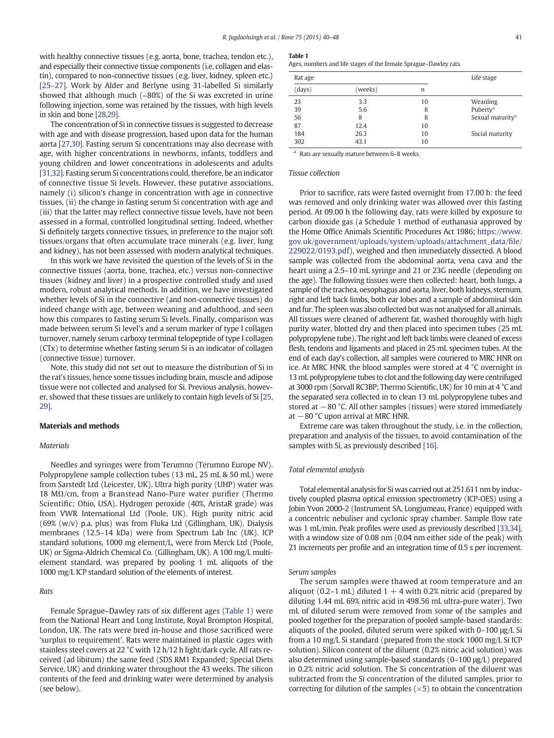with healthy connective tissues (e.g. aorta, bone, trachea, tendon etc.), and especially their connective tissue components (i.e. collagen and elastin), compared to non-connective tissues (e.g. liver, kidney, spleen etc.) [25–27]. Work by Alder and Berlyne using 31-labelled Si similarly showed that although much (~80%) of the Si was excreted in urine following injection, some was retained by the tissues, with high levels in skin and bone [28,29].

The concentration of Si in connective tissues is suggested to decrease with age and with disease progression, based upon data for the human aorta [27,30]. Fasting serum Si concentrations may also decrease with age, with higher concentrations in newborns, infants, toddlers and young children and lower concentrations in adolescents and adults [31,32]. Fasting serum Si concentrations could, therefore, be an indicator of connective tissue Si levels. However, these putative associations, namely (i) silicon's change in concentration with age in connective tissues, (ii) the change in fasting serum Si concentration with age and (iii) that the latter may reflect connective tissue levels, have not been assessed in a formal, controlled longitudinal setting. Indeed, whether Si definitely targets connective tissues, in preference to the major soft tissues/organs that often accumulate trace minerals (e.g. liver, lung and kidney), has not been assessed with modern analytical techniques.

In this work we have revisited the question of the levels of Si in the connective tissues (aorta, bone, trachea, etc.) versus non-connective tissues (kidney and liver) in a prospective controlled study and used modern, robust analytical methods. In addition, we have investigated whether levels of Si in the connective (and non-connective tissues) do indeed change with age, between weaning and adulthood, and seen how this compares to fasting serum Si levels. Finally, comparison was made between serum Si level's and a serum marker of type I collagen turnover, namely serum carboxy terminal telopeptide of type I collagen (CTx) to determine whether fasting serum Si is an indicator of collagen (connective tissue) turnover.

Note, this study did not set out to measure the distribution of Si in the rat's tissues, hence some tissues including brain, muscle and adipose tissue were not collected and analysed for Si. Previous analysis, however, showed that these tissues are unlikely to contain high levels of Si [25, 29].

## Materials and methods

### Materials

Needles and syringes were from Terumno (Terumno Europe NV). Polypropylene sample collection tubes (13 mL, 25 mL & 50 mL) were from Sarstedt Ltd (Leicester, UK). Ultra high purity (UHP) water was 18 MΩ/cm, from a Branstead Nano-Pure water purifier (Thermo Scientific; Ohio, USA). Hydrogen peroxide (40%, AristaR grade) was from VWR International Ltd (Poole, UK). High purity nitric acid (69% (w/v) p.a. plus) was from Fluka Ltd (Gillingham, UK). Dialysis membranes (12.5–14 kDa) were from Spectrum Lab Inc (UK). ICP standard solutions, 1000 mg element/L, were from Merck Ltd (Poole, UK) or Sigma-Aldrich Chemical Co. (Gillingham, UK). A 100 mg/L multi-element standard, was prepared by pooling 1 mL aliquots of the 1000 mg/L ICP standard solution of the elements of interest.

### Rats

Female Sprague–Dawley rats of six different ages (Table 1) were from the National Heart and Lung Institute, Royal Brompton Hospital, London, UK. The rats were bred in-house and those sacrificed were 'surplus to requirement'. Rats were maintained in plastic cages with stainless steel covers at 22 °C with 12 h/12 h light/dark cycle. All rats received (ad libitum) the same feed (SDS RM1 Expanded; Special Diets Service, UK) and drinking water throughout the 43 weeks. The silicon contents of the feed and drinking water were determined by analysis (see below).

**Table 1**
Ages, numbers and life stages of the female Sprague–Dawley rats.

| Rat age | | | Life stage |
|---|---|---|---|
| (days) | (weeks) | n | |
| 23 | 3.3 | 10 | Weanling |
| 39 | 5.6 | 8 | Puberty[a] |
| 56 | 8 | 8 | Sexual maturity[a] |
| 87 | 12.4 | 10 | |
| 184 | 26.3 | 10 | Social maturity |
| 302 | 43.1 | 10 | |

[a] Rats are sexually mature between 6–8 weeks.

### Tissue collection

Prior to sacrifice, rats were fasted overnight from 17.00 h: the feed was removed and only drinking water was allowed over this fasting period. At 09.00 h the following day, rats were killed by exposure to carbon dioxide gas (a Schedule 1 method of euthanasia approved by the Home Office Animals Scientific Procedures Act 1986; https://www.gov.uk/government/uploads/system/uploads/attachment_data/file/229022/0193.pdf), weighed and then immediately dissected. A blood sample was collected from the abdominal aorta, vena cava and the heart using a 2.5–10 mL syringe and 21 or 23G needle (depending on the age). The following tissues were then collected: heart, both lungs, a sample of the trachea, oesophagus and aorta, liver, both kidneys, sternum, right and left back limbs, both ear lobes and a sample of abdominal skin and fur. The spleen was also collected but was not analysed for all animals. All tissues were cleaned of adherent fat, washed thoroughly with high purity water, blotted dry and then placed into specimen tubes (25 mL polypropylene tube). The right and left back limbs were cleaned of excess flesh, tendons and ligaments and placed in 25 mL specimen tubes. At the end of each day's collection, all samples were couriered to MRC HNR on ice. At MRC HNR, the blood samples were stored at 4 °C overnight in 13 mL polypropylene tubes to clot and the following day were centrifuged at 3000 rpm (Sorvall RC3BP; Thermo Scientific, UK) for 10 min at 4 °C and the separated sera collected in to clean 13 mL polypropylene tubes and stored at −80 °C. All other samples (tissues) were stored immediately at −80 °C upon arrival at MRC HNR.

Extreme care was taken throughout the study, i.e. in the collection, preparation and analysis of the tissues, to avoid contamination of the samples with Si, as previously described [16].

### Total elemental analysis

Total elemental analysis for Si was carried out at 251.611 nm by inductively coupled plasma optical emission spectrometry (ICP-OES) using a Jobin Yvon 2000-2 (Instrument SA, Longjumeau, France) equipped with a concentric nebuliser and cyclonic spray chamber. Sample flow rate was 1 mL/min. Peak profiles were used as previously described [33,34], with a window size of 0.08 nm (0.04 nm either side of the peak) with 21 increments per profile and an integration time of 0.5 s per increment.

### Serum samples

The serum samples were thawed at room temperature and an aliquot (0.2–1 mL) diluted 1 + 4 with 0.2% nitric acid (prepared by diluting 1.44 mL 69% nitric acid in 498.56 mL ultra-pure water). Two mL of diluted serum were removed from some of the samples and pooled together for the preparation of pooled sample-based standards: aliquots of the pooled, diluted serum were spiked with 0–100 μg/L Si from a 10 mg/L Si standard (prepared from the stock 1000 mg/L Si ICP solution). Silicon content of the diluent (0.2% nitric acid solution) was also determined using sample-based standards (0–100 μg/L) prepared in 0.2% nitric acid solution. The Si concentration of the diluent was subtracted from the Si concentration of the diluted samples, prior to correcting for dilution of the samples (×5) to obtain the concentration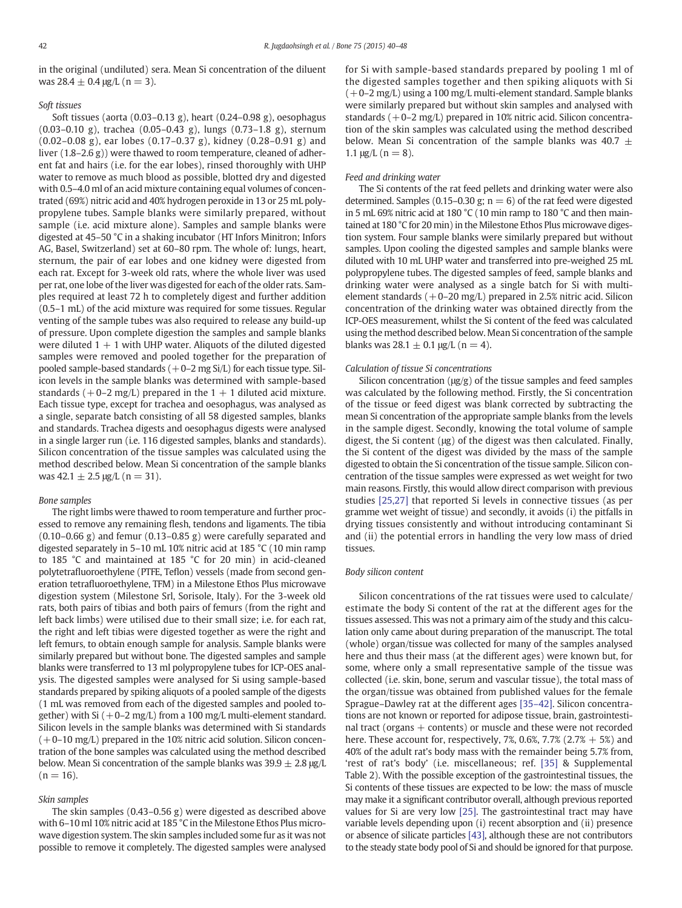in the original (undiluted) sera. Mean Si concentration of the diluent was 28.4 ± 0.4 μg/L (n = 3).

### Soft tissues

Soft tissues (aorta (0.03–0.13 g), heart (0.24–0.98 g), oesophagus (0.03–0.10 g), trachea (0.05–0.43 g), lungs (0.73–1.8 g), sternum (0.02–0.08 g), ear lobes (0.17–0.37 g), kidney (0.28–0.91 g) and liver (1.8–2.6 g)) were thawed to room temperature, cleaned of adherent fat and hairs (i.e. for the ear lobes), rinsed thoroughly with UHP water to remove as much blood as possible, blotted dry and digested with 0.5–4.0 ml of an acid mixture containing equal volumes of concentrated (69%) nitric acid and 40% hydrogen peroxide in 13 or 25 mL polypropylene tubes. Sample blanks were similarly prepared, without sample (i.e. acid mixture alone). Samples and sample blanks were digested at 45–50 °C in a shaking incubator (HT Infors Minitron; Infors AG, Basel, Switzerland) set at 60–80 rpm. The whole of: lungs, heart, sternum, the pair of ear lobes and one kidney were digested from each rat. Except for 3-week old rats, where the whole liver was used per rat, one lobe of the liver was digested for each of the older rats. Samples required at least 72 h to completely digest and further addition (0.5–1 mL) of the acid mixture was required for some tissues. Regular venting of the sample tubes was also required to release any build-up of pressure. Upon complete digestion the samples and sample blanks were diluted 1 + 1 with UHP water. Aliquots of the diluted digested samples were removed and pooled together for the preparation of pooled sample-based standards (+0–2 mg Si/L) for each tissue type. Silicon levels in the sample blanks was determined with sample-based standards (+0–2 mg/L) prepared in the 1 + 1 diluted acid mixture. Each tissue type, except for trachea and oesophagus, was analysed as a single, separate batch consisting of all 58 digested samples, blanks and standards. Trachea digests and oesophagus digests were analysed in a single larger run (i.e. 116 digested samples, blanks and standards). Silicon concentration of the tissue samples was calculated using the method described below. Mean Si concentration of the sample blanks was 42.1 ± 2.5 μg/L (n = 31).

### Bone samples

The right limbs were thawed to room temperature and further processed to remove any remaining flesh, tendons and ligaments. The tibia (0.10–0.66 g) and femur (0.13–0.85 g) were carefully separated and digested separately in 5–10 mL 10% nitric acid at 185 °C (10 min ramp to 185 °C and maintained at 185 °C for 20 min) in acid-cleaned polytetrafluoroethylene (PTFE, Teflon) vessels (made from second generation tetrafluoroethylene, TFM) in a Milestone Ethos Plus microwave digestion system (Milestone Srl, Sorisole, Italy). For the 3-week old rats, both pairs of tibias and both pairs of femurs (from the right and left back limbs) were utilised due to their small size; i.e. for each rat, the right and left tibias were digested together as were the right and left femurs, to obtain enough sample for analysis. Sample blanks were similarly prepared but without bone. The digested samples and sample blanks were transferred to 13 ml polypropylene tubes for ICP-OES analysis. The digested samples were analysed for Si using sample-based standards prepared by spiking aliquots of a pooled sample of the digests (1 mL was removed from each of the digested samples and pooled together) with Si (+0–2 mg/L) from a 100 mg/L multi-element standard. Silicon levels in the sample blanks was determined with Si standards (+0–10 mg/L) prepared in the 10% nitric acid solution. Silicon concentration of the bone samples was calculated using the method described below. Mean Si concentration of the sample blanks was 39.9 ± 2.8 μg/L (n = 16).

### Skin samples

The skin samples (0.43–0.56 g) were digested as described above with 6–10 ml 10% nitric acid at 185 °C in the Milestone Ethos Plus microwave digestion system. The skin samples included some fur as it was not possible to remove it completely. The digested samples were analysed for Si with sample-based standards prepared by pooling 1 ml of the digested samples together and then spiking aliquots with Si (+0–2 mg/L) using a 100 mg/L multi-element standard. Sample blanks were similarly prepared but without skin samples and analysed with standards (+0–2 mg/L) prepared in 10% nitric acid. Silicon concentration of the skin samples was calculated using the method described below. Mean Si concentration of the sample blanks was 40.7 ± 1.1 μg/L (n = 8).

### Feed and drinking water

The Si contents of the rat feed pellets and drinking water were also determined. Samples (0.15–0.30 g; n = 6) of the rat feed were digested in 5 mL 69% nitric acid at 180 °C (10 min ramp to 180 °C and then maintained at 180 °C for 20 min) in the Milestone Ethos Plus microwave digestion system. Four sample blanks were similarly prepared but without samples. Upon cooling the digested samples and sample blanks were diluted with 10 mL UHP water and transferred into pre-weighed 25 mL polypropylene tubes. The digested samples of feed, sample blanks and drinking water were analysed as a single batch for Si with multi-element standards (+0–20 mg/L) prepared in 2.5% nitric acid. Silicon concentration of the drinking water was obtained directly from the ICP-OES measurement, whilst the Si content of the feed was calculated using the method described below. Mean Si concentration of the sample blanks was 28.1 ± 0.1 μg/L (n = 4).

### Calculation of tissue Si concentrations

Silicon concentration (μg/g) of the tissue samples and feed samples was calculated by the following method. Firstly, the Si concentration of the tissue or feed digest was blank corrected by subtracting the mean Si concentration of the appropriate sample blanks from the levels in the sample digest. Secondly, knowing the total volume of sample digest, the Si content (μg) of the digest was then calculated. Finally, the Si content of the digest was divided by the mass of the sample digested to obtain the Si concentration of the tissue sample. Silicon concentration of the tissue samples were expressed as wet weight for two main reasons. Firstly, this would allow direct comparison with previous studies [25,27] that reported Si levels in connective tissues (as per gramme wet weight of tissue) and secondly, it avoids (i) the pitfalls in drying tissues consistently and without introducing contaminant Si and (ii) the potential errors in handling the very low mass of dried tissues.

### Body silicon content

Silicon concentrations of the rat tissues were used to calculate/estimate the body Si content of the rat at the different ages for the tissues assessed. This was not a primary aim of the study and this calculation only came about during preparation of the manuscript. The total (whole) organ/tissue was collected for many of the samples analysed here and thus their mass (at the different ages) were known but, for some, where only a small representative sample of the tissue was collected (i.e. skin, bone, serum and vascular tissue), the total mass of the organ/tissue was obtained from published values for the female Sprague–Dawley rat at the different ages [35–42]. Silicon concentrations are not known or reported for adipose tissue, brain, gastrointestinal tract (organs + contents) or muscle and these were not recorded here. These account for, respectively, 7%, 0.6%, 7.7% (2.7% + 5%) and 40% of the adult rat's body mass with the remainder being 5.7% from, 'rest of rat's body' (i.e. miscellaneous; ref. [35] & Supplemental Table 2). With the possible exception of the gastrointestinal tissues, the Si contents of these tissues are expected to be low: the mass of muscle may make it a significant contributor overall, although previous reported values for Si are very low [25]. The gastrointestinal tract may have variable levels depending upon (i) recent absorption and (ii) presence or absence of silicate particles [43], although these are not contributors to the steady state body pool of Si and should be ignored for that purpose.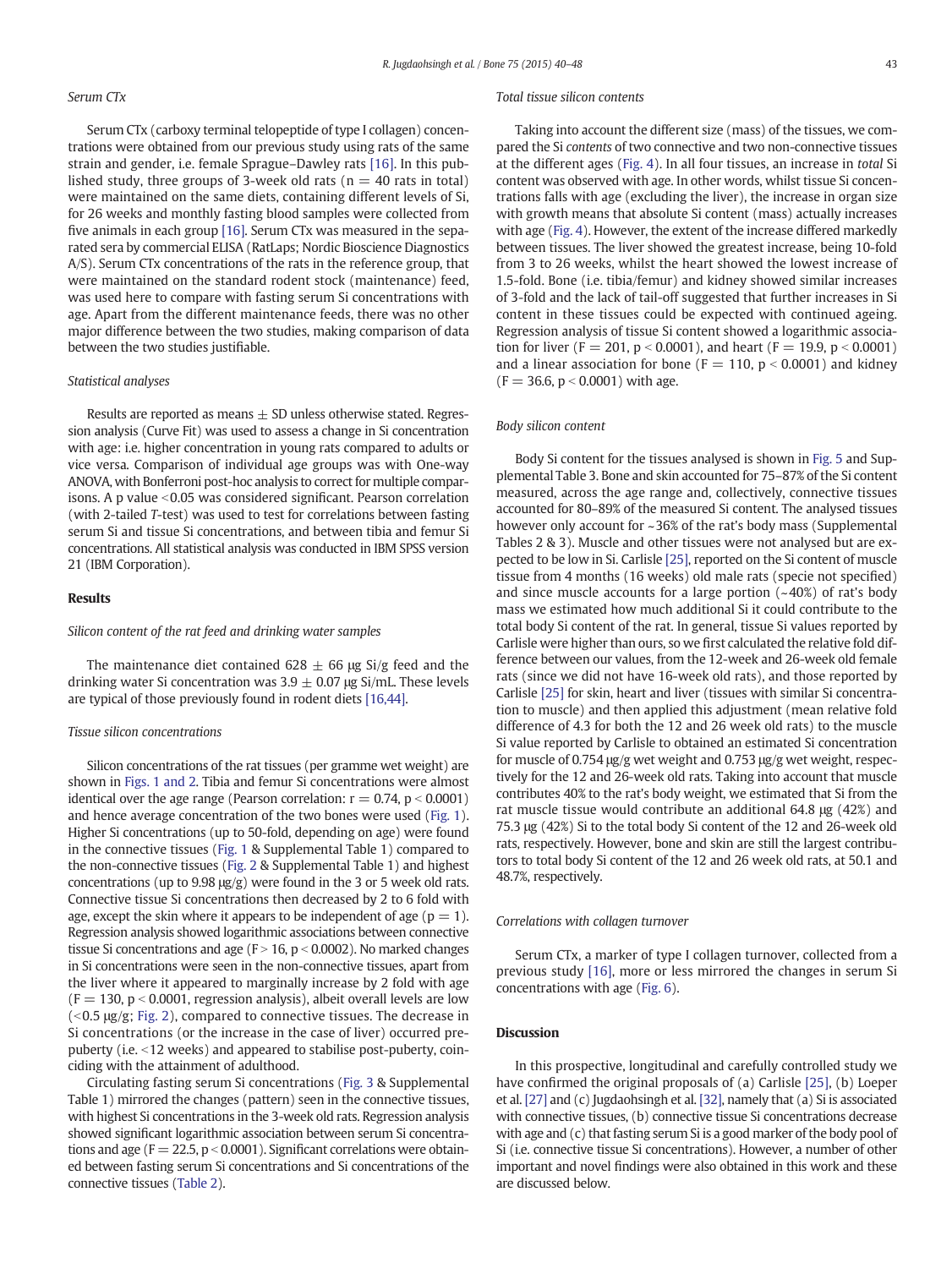### Serum CTx

Serum CTx (carboxy terminal telopeptide of type I collagen) concentrations were obtained from our previous study using rats of the same strain and gender, i.e. female Sprague–Dawley rats [16]. In this published study, three groups of 3-week old rats ($n = 40$ rats in total) were maintained on the same diets, containing different levels of Si, for 26 weeks and monthly fasting blood samples were collected from five animals in each group [16]. Serum CTx was measured in the separated sera by commercial ELISA (RatLaps; Nordic Bioscience Diagnostics A/S). Serum CTx concentrations of the rats in the reference group, that were maintained on the standard rodent stock (maintenance) feed, was used here to compare with fasting serum Si concentrations with age. Apart from the different maintenance feeds, there was no other major difference between the two studies, making comparison of data between the two studies justifiable.

### Statistical analyses

Results are reported as means ± SD unless otherwise stated. Regression analysis (Curve Fit) was used to assess a change in Si concentration with age: i.e. higher concentration in young rats compared to adults or vice versa. Comparison of individual age groups was with One-way ANOVA, with Bonferroni post-hoc analysis to correct for multiple comparisons. A p value $<0.05$ was considered significant. Pearson correlation (with 2-tailed *T*-test) was used to test for correlations between fasting serum Si and tissue Si concentrations, and between tibia and femur Si concentrations. All statistical analysis was conducted in IBM SPSS version 21 (IBM Corporation).

## Results

### Silicon content of the rat feed and drinking water samples

The maintenance diet contained 628 ± 66 μg Si/g feed and the drinking water Si concentration was 3.9 ± 0.07 μg Si/mL. These levels are typical of those previously found in rodent diets [16,44].

### Tissue silicon concentrations

Silicon concentrations of the rat tissues (per gramme wet weight) are shown in Figs. 1 and 2. Tibia and femur Si concentrations were almost identical over the age range (Pearson correlation: $r = 0.74$, $p < 0.0001$) and hence average concentration of the two bones were used (Fig. 1). Higher Si concentrations (up to 50-fold, depending on age) were found in the connective tissues (Fig. 1 & Supplemental Table 1) compared to the non-connective tissues (Fig. 2 & Supplemental Table 1) and highest concentrations (up to 9.98 μg/g) were found in the 3 or 5 week old rats. Connective tissue Si concentrations then decreased by 2 to 6 fold with age, except the skin where it appears to be independent of age ($p = 1$). Regression analysis showed logarithmic associations between connective tissue Si concentrations and age ($F > 16$, $p < 0.0002$). No marked changes in Si concentrations were seen in the non-connective tissues, apart from the liver where it appeared to marginally increase by 2 fold with age ($F = 130$, $p < 0.0001$, regression analysis), albeit overall levels are low (<0.5 μg/g; Fig. 2), compared to connective tissues. The decrease in Si concentrations (or the increase in the case of liver) occurred pre-puberty (i.e. <12 weeks) and appeared to stabilise post-puberty, coinciding with the attainment of adulthood.

Circulating fasting serum Si concentrations (Fig. 3 & Supplemental Table 1) mirrored the changes (pattern) seen in the connective tissues, with highest Si concentrations in the 3-week old rats. Regression analysis showed significant logarithmic association between serum Si concentrations and age ($F = 22.5$, $p < 0.0001$). Significant correlations were obtained between fasting serum Si concentrations and Si concentrations of the connective tissues (Table 2).

### Total tissue silicon contents

Taking into account the different size (mass) of the tissues, we compared the Si *contents* of two connective and two non-connective tissues at the different ages (Fig. 4). In all four tissues, an increase in *total* Si content was observed with age. In other words, whilst tissue Si concentrations falls with age (excluding the liver), the increase in organ size with growth means that absolute Si content (mass) actually increases with age (Fig. 4). However, the extent of the increase differed markedly between tissues. The liver showed the greatest increase, being 10-fold from 3 to 26 weeks, whilst the heart showed the lowest increase of 1.5-fold. Bone (i.e. tibia/femur) and kidney showed similar increases of 3-fold and the lack of tail-off suggested that further increases in Si content in these tissues could be expected with continued ageing. Regression analysis of tissue Si content showed a logarithmic association for liver ($F = 201$, $p < 0.0001$), and heart ($F = 19.9$, $p < 0.0001$) and a linear association for bone ($F = 110$, $p < 0.0001$) and kidney ($F = 36.6$, $p < 0.0001$) with age.

### Body silicon content

Body Si content for the tissues analysed is shown in Fig. 5 and Supplemental Table 3. Bone and skin accounted for 75–87% of the Si content measured, across the age range and, collectively, connective tissues accounted for 80–89% of the measured Si content. The analysed tissues however only account for ~36% of the rat's body mass (Supplemental Tables 2 & 3). Muscle and other tissues were not analysed but are expected to be low in Si. Carlisle [25], reported on the Si content of muscle tissue from 4 months (16 weeks) old male rats (specie not specified) and since muscle accounts for a large portion (~40%) of rat's body mass we estimated how much additional Si it could contribute to the total body Si content of the rat. In general, tissue Si values reported by Carlisle were higher than ours, so we first calculated the relative fold difference between our values, from the 12-week and 26-week old female rats (since we did not have 16-week old rats), and those reported by Carlisle [25] for skin, heart and liver (tissues with similar Si concentration to muscle) and then applied this adjustment (mean relative fold difference of 4.3 for both the 12 and 26 week old rats) to the muscle Si value reported by Carlisle to obtained an estimated Si concentration for muscle of 0.754 μg/g wet weight and 0.753 μg/g wet weight, respectively for the 12 and 26-week old rats. Taking into account that muscle contributes 40% to the rat's body weight, we estimated that Si from the rat muscle tissue would contribute an additional 64.8 μg (42%) and 75.3 μg (42%) Si to the total body Si content of the 12 and 26-week old rats, respectively. However, bone and skin are still the largest contributors to total body Si content of the 12 and 26 week old rats, at 50.1 and 48.7%, respectively.

### Correlations with collagen turnover

Serum CTx, a marker of type I collagen turnover, collected from a previous study [16], more or less mirrored the changes in serum Si concentrations with age (Fig. 6).

## Discussion

In this prospective, longitudinal and carefully controlled study we have confirmed the original proposals of (a) Carlisle [25], (b) Loeper et al. [27] and (c) Jugdaohsingh et al. [32], namely that (a) Si is associated with connective tissues, (b) connective tissue Si concentrations decrease with age and (c) that fasting serum Si is a good marker of the body pool of Si (i.e. connective tissue Si concentrations). However, a number of other important and novel findings were also obtained in this work and these are discussed below.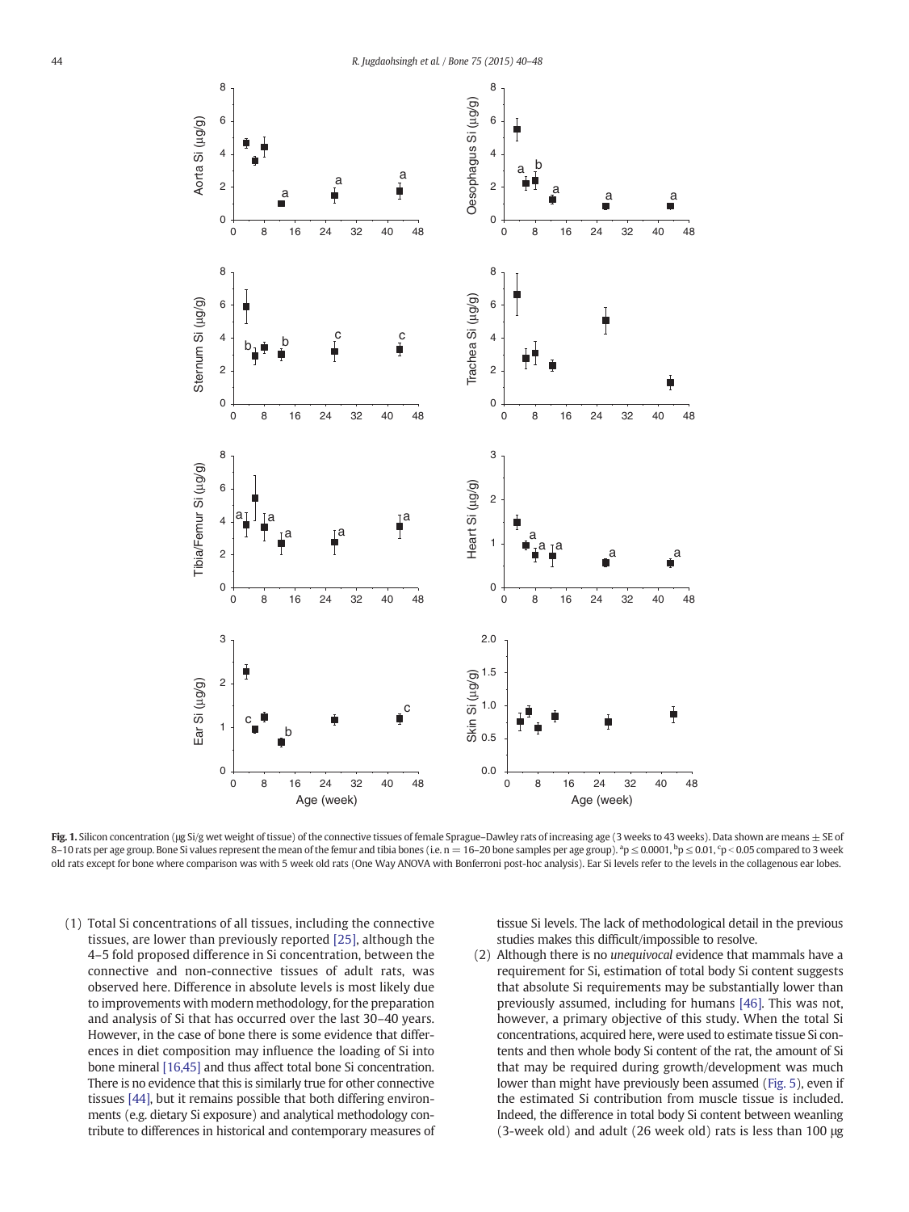**Fig. 1.** Silicon concentration (μg Si/g wet weight of tissue) of the connective tissues of female Sprague–Dawley rats of increasing age (3 weeks to 43 weeks). Data shown are means ± SE of 8–10 rats per age group. Bone Si values represent the mean of the femur and tibia bones (i.e. n = 16–20 bone samples per age group). [a]p ≤ 0.0001, [b]p ≤ 0.01, [c]p < 0.05 compared to 3 week old rats except for bone where comparison was with 5 week old rats (One Way ANOVA with Bonferroni post-hoc analysis). Ear Si levels refer to the levels in the collagenous ear lobes.

(1) Total Si concentrations of all tissues, including the connective tissues, are lower than previously reported [25], although the 4–5 fold proposed difference in Si concentration, between the connective and non-connective tissues of adult rats, was observed here. Difference in absolute levels is most likely due to improvements with modern methodology, for the preparation and analysis of Si that has occurred over the last 30–40 years. However, in the case of bone there is some evidence that differences in diet composition may influence the loading of Si into bone mineral [16,45] and thus affect total bone Si concentration. There is no evidence that this is similarly true for other connective tissues [44], but it remains possible that both differing environments (e.g. dietary Si exposure) and analytical methodology contribute to differences in historical and contemporary measures of tissue Si levels. The lack of methodological detail in the previous studies makes this difficult/impossible to resolve.

(2) Although there is no *unequivocal* evidence that mammals have a requirement for Si, estimation of total body Si content suggests that absolute Si requirements may be substantially lower than previously assumed, including for humans [46]. This was not, however, a primary objective of this study. When the total Si concentrations, acquired here, were used to estimate tissue Si contents and then whole body Si content of the rat, the amount of Si that may be required during growth/development was much lower than might have previously been assumed (Fig. 5), even if the estimated Si contribution from muscle tissue is included. Indeed, the difference in total body Si content between weanling (3-week old) and adult (26 week old) rats is less than 100 μg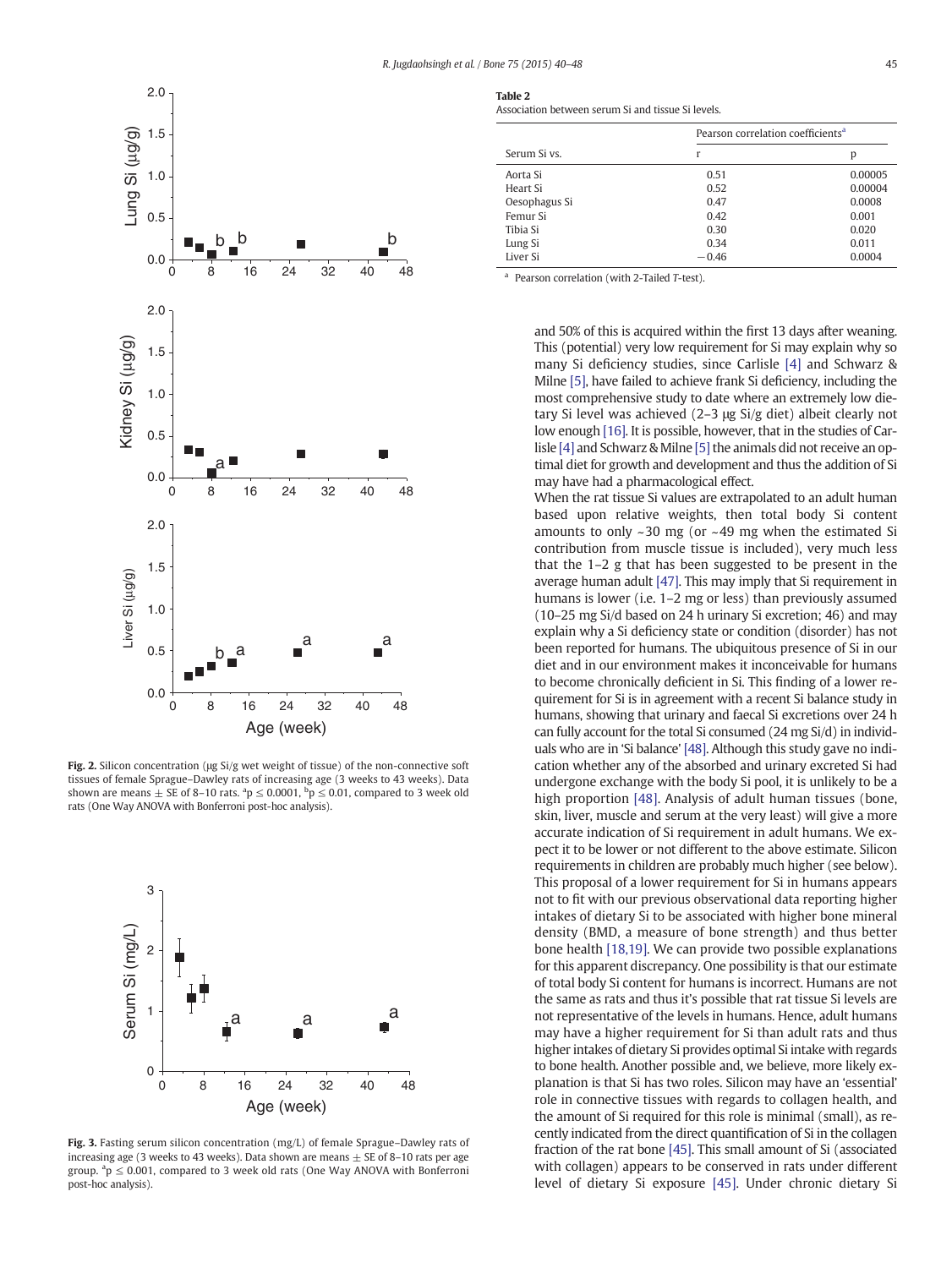**Fig. 2.** Silicon concentration (μg Si/g wet weight of tissue) of the non-connective soft tissues of female Sprague–Dawley rats of increasing age (3 weeks to 43 weeks). Data shown are means ± SE of 8–10 rats. [a]$p \leq 0.0001$, [b]$p \leq 0.01$, compared to 3 week old rats (One Way ANOVA with Bonferroni post-hoc analysis).

**Fig. 3.** Fasting serum silicon concentration (mg/L) of female Sprague–Dawley rats of increasing age (3 weeks to 43 weeks). Data shown are means ± SE of 8–10 rats per age group. [a]$p \leq 0.001$, compared to 3 week old rats (One Way ANOVA with Bonferroni post-hoc analysis).

**Table 2**
Association between serum Si and tissue Si levels.

| Serum Si vs. | Pearson correlation coefficients[a] | |
|---|---|---|
| | r | p |
| Aorta Si | 0.51 | 0.00005 |
| Heart Si | 0.52 | 0.00004 |
| Oesophagus Si | 0.47 | 0.0008 |
| Femur Si | 0.42 | 0.001 |
| Tibia Si | 0.30 | 0.020 |
| Lung Si | 0.34 | 0.011 |
| Liver Si | −0.46 | 0.0004 |

[a] Pearson correlation (with 2-Tailed *T*-test).

and 50% of this is acquired within the first 13 days after weaning. This (potential) very low requirement for Si may explain why so many Si deficiency studies, since Carlisle [4] and Schwarz & Milne [5], have failed to achieve frank Si deficiency, including the most comprehensive study to date where an extremely low dietary Si level was achieved (2–3 μg Si/g diet) albeit clearly not low enough [16]. It is possible, however, that in the studies of Carlisle [4] and Schwarz & Milne [5] the animals did not receive an optimal diet for growth and development and thus the addition of Si may have had a pharmacological effect.

When the rat tissue Si values are extrapolated to an adult human based upon relative weights, then total body Si content amounts to only ~30 mg (or ~49 mg when the estimated Si contribution from muscle tissue is included), very much less that the 1–2 g that has been suggested to be present in the average human adult [47]. This may imply that Si requirement in humans is lower (i.e. 1–2 mg or less) than previously assumed (10–25 mg Si/d based on 24 h urinary Si excretion; 46) and may explain why a Si deficiency state or condition (disorder) has not been reported for humans. The ubiquitous presence of Si in our diet and in our environment makes it inconceivable for humans to become chronically deficient in Si. This finding of a lower requirement for Si is in agreement with a recent Si balance study in humans, showing that urinary and faecal Si excretions over 24 h can fully account for the total Si consumed (24 mg Si/d) in individuals who are in 'Si balance' [48]. Although this study gave no indication whether any of the absorbed and urinary excreted Si had undergone exchange with the body Si pool, it is unlikely to be a high proportion [48]. Analysis of adult human tissues (bone, skin, liver, muscle and serum at the very least) will give a more accurate indication of Si requirement in adult humans. We expect it to be lower or not different to the above estimate. Silicon requirements in children are probably much higher (see below). This proposal of a lower requirement for Si in humans appears not to fit with our previous observational data reporting higher intakes of dietary Si to be associated with higher bone mineral density (BMD, a measure of bone strength) and thus better bone health [18,19]. We can provide two possible explanations for this apparent discrepancy. One possibility is that our estimate of total body Si content for humans is incorrect. Humans are not the same as rats and thus it's possible that rat tissue Si levels are not representative of the levels in humans. Hence, adult humans may have a higher requirement for Si than adult rats and thus higher intakes of dietary Si provides optimal Si intake with regards to bone health. Another possible and, we believe, more likely explanation is that Si has two roles. Silicon may have an 'essential' role in connective tissues with regards to collagen health, and the amount of Si required for this role is minimal (small), as recently indicated from the direct quantification of Si in the collagen fraction of the rat bone [45]. This small amount of Si (associated with collagen) appears to be conserved in rats under different level of dietary Si exposure [45]. Under chronic dietary Si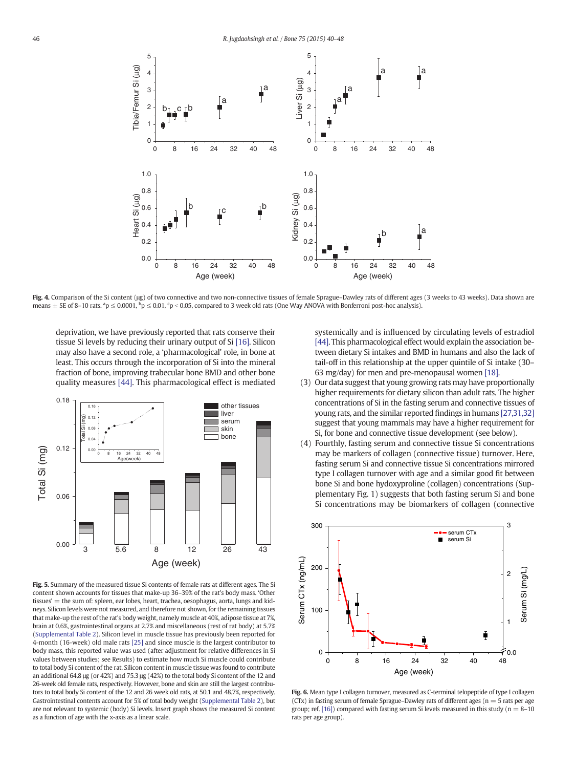**Fig. 4.** Comparison of the Si content (μg) of two connective and two non-connective tissues of female Sprague–Dawley rats of different ages (3 weeks to 43 weeks). Data shown are means ± SE of 8–10 rats. [a]$p \leq 0.0001$, [b]$p \leq 0.01$, [c]$p < 0.05$, compared to 3 week old rats (One Way ANOVA with Bonferroni post-hoc analysis).

deprivation, we have previously reported that rats conserve their tissue Si levels by reducing their urinary output of Si [16]. Silicon may also have a second role, a 'pharmacological' role, in bone at least. This occurs through the incorporation of Si into the mineral fraction of bone, improving trabecular bone BMD and other bone quality measures [44]. This pharmacological effect is mediated systemically and is influenced by circulating levels of estradiol [44]. This pharmacological effect would explain the association between dietary Si intakes and BMD in humans and also the lack of tail-off in this relationship at the upper quintile of Si intake (30–63 mg/day) for men and pre-menopausal women [18].

(3) Our data suggest that young growing rats may have proportionally higher requirements for dietary silicon than adult rats. The higher concentrations of Si in the fasting serum and connective tissues of young rats, and the similar reported findings in humans [27,31,32] suggest that young mammals may have a higher requirement for Si, for bone and connective tissue development (see below).

(4) Fourthly, fasting serum and connective tissue Si concentrations may be markers of collagen (connective tissue) turnover. Here, fasting serum Si and connective tissue Si concentrations mirrored type I collagen turnover with age and a similar good fit between bone Si and bone hydoxyproline (collagen) concentrations (Supplementary Fig. 1) suggests that both fasting serum Si and bone Si concentrations may be biomarkers of collagen (connective

**Fig. 5.** Summary of the measured tissue Si contents of female rats at different ages. The Si content shown accounts for tissues that make-up 36–39% of the rat's body mass. 'Other tissues' = the sum of: spleen, ear lobes, heart, trachea, oesophagus, aorta, lungs and kidneys. Silicon levels were not measured, and therefore not shown, for the remaining tissues that make-up the rest of the rat's body weight, namely muscle at 40%, adipose tissue at 7%, brain at 0.6%, gastrointestinal organs at 2.7% and miscellaneous (rest of rat body) at 5.7% (Supplemental Table 2). Silicon level in muscle tissue has previously been reported for 4-month (16-week) old male rats [25] and since muscle is the largest contributor to body mass, this reported value was used (after adjustment for relative differences in Si values between studies; see Results) to estimate how much Si muscle could contribute to total body Si content of the rat. Silicon content in muscle tissue was found to contribute an additional 64.8 μg (or 42%) and 75.3 μg (42%) to the total body Si content of the 12 and 26-week old female rats, respectively. However, bone and skin are still the largest contributors to total body Si content of the 12 and 26 week old rats, at 50.1 and 48.7%, respectively. Gastrointestinal contents account for 5% of total body weight (Supplemental Table 2), but are not relevant to systemic (body) Si levels. Insert graph shows the measured Si content as a function of age with the x-axis as a linear scale.

**Fig. 6.** Mean type I collagen turnover, measured as C-terminal telopeptide of type I collagen (CTx) in fasting serum of female Sprague–Dawley rats of different ages (n = 5 rats per age group; ref. [16]) compared with fasting serum Si levels measured in this study (n = 8–10 rats per age group).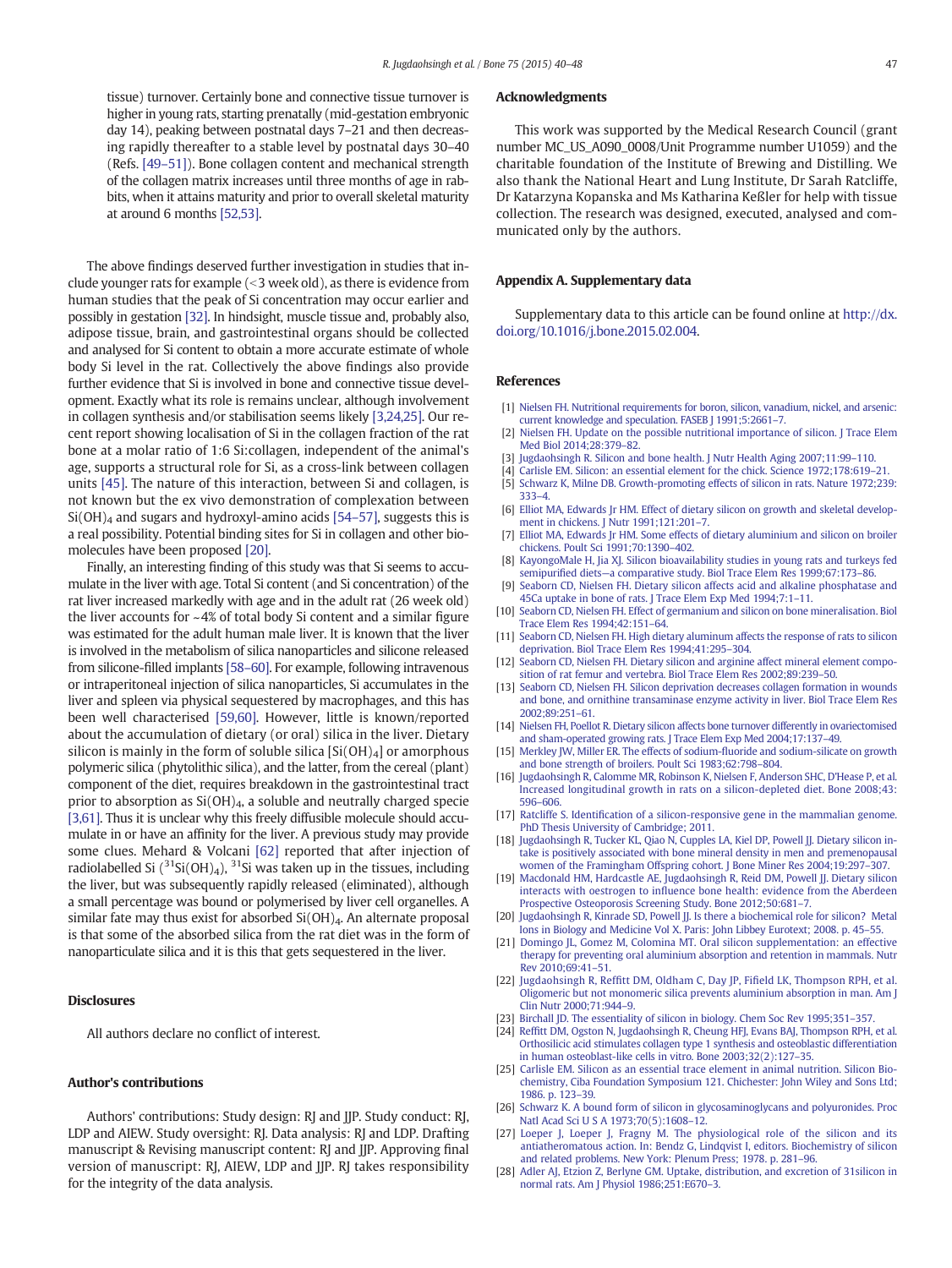tissue) turnover. Certainly bone and connective tissue turnover is higher in young rats, starting prenatally (mid-gestation embryonic day 14), peaking between postnatal days 7–21 and then decreasing rapidly thereafter to a stable level by postnatal days 30–40 (Refs. [49–51]). Bone collagen content and mechanical strength of the collagen matrix increases until three months of age in rabbits, when it attains maturity and prior to overall skeletal maturity at around 6 months [52,53].

The above findings deserved further investigation in studies that include younger rats for example (<3 week old), as there is evidence from human studies that the peak of Si concentration may occur earlier and possibly in gestation [32]. In hindsight, muscle tissue and, probably also, adipose tissue, brain, and gastrointestinal organs should be collected and analysed for Si content to obtain a more accurate estimate of whole body Si level in the rat. Collectively the above findings also provide further evidence that Si is involved in bone and connective tissue development. Exactly what its role is remains unclear, although involvement in collagen synthesis and/or stabilisation seems likely [3,24,25]. Our recent report showing localisation of Si in the collagen fraction of the rat bone at a molar ratio of 1:6 Si:collagen, independent of the animal's age, supports a structural role for Si, as a cross-link between collagen units [45]. The nature of this interaction, between Si and collagen, is not known but the ex vivo demonstration of complexation between $Si(OH)_4$ and sugars and hydroxyl-amino acids [54–57], suggests this is a real possibility. Potential binding sites for Si in collagen and other biomolecules have been proposed [20].

Finally, an interesting finding of this study was that Si seems to accumulate in the liver with age. Total Si content (and Si concentration) of the rat liver increased markedly with age and in the adult rat (26 week old) the liver accounts for ~4% of total body Si content and a similar figure was estimated for the adult human male liver. It is known that the liver is involved in the metabolism of silica nanoparticles and silicone released from silicone-filled implants [58–60]. For example, following intravenous or intraperitoneal injection of silica nanoparticles, Si accumulates in the liver and spleen via physical sequestered by macrophages, and this has been well characterised [59,60]. However, little is known/reported about the accumulation of dietary (or oral) silica in the liver. Dietary silicon is mainly in the form of soluble silica [$Si(OH)_4$] or amorphous polymeric silica (phytolithic silica), and the latter, from the cereal (plant) component of the diet, requires breakdown in the gastrointestinal tract prior to absorption as $Si(OH)_4$, a soluble and neutrally charged specie [3,61]. Thus it is unclear why this freely diffusible molecule should accumulate in or have an affinity for the liver. A previous study may provide some clues. Mehard & Volcani [62] reported that after injection of radiolabelled Si ($^{31}Si(OH)_4$), $^{31}$Si was taken up in the tissues, including the liver, but was subsequently rapidly released (eliminated), although a small percentage was bound or polymerised by liver cell organelles. A similar fate may thus exist for absorbed $Si(OH)_4$. An alternate proposal is that some of the absorbed silica from the rat diet was in the form of nanoparticulate silica and it is this that gets sequestered in the liver.

## Disclosures

All authors declare no conflict of interest.

## Author's contributions

Authors' contributions: Study design: RJ and JJP. Study conduct: RJ, LDP and AIEW. Study oversight: RJ. Data analysis: RJ and LDP. Drafting manuscript & Revising manuscript content: RJ and JJP. Approving final version of manuscript: RJ, AIEW, LDP and JJP. RJ takes responsibility for the integrity of the data analysis.

## Acknowledgments

This work was supported by the Medical Research Council (grant number MC_US_A090_0008/Unit Programme number U1059) and the charitable foundation of the Institute of Brewing and Distilling. We also thank the National Heart and Lung Institute, Dr Sarah Ratcliffe, Dr Katarzyna Kopanska and Ms Katharina Keßler for help with tissue collection. The research was designed, executed, analysed and communicated only by the authors.

## Appendix A. Supplementary data

Supplementary data to this article can be found online at http://dx.doi.org/10.1016/j.bone.2015.02.004.

## References

[1] Nielsen FH. Nutritional requirements for boron, silicon, vanadium, nickel, and arsenic: current knowledge and speculation. FASEB J 1991;5:2661–7.
[2] Nielsen FH. Update on the possible nutritional importance of silicon. J Trace Elem Med Biol 2014;28:379–82.
[3] Jugdaohsingh R. Silicon and bone health. J Nutr Health Aging 2007;11:99–110.
[4] Carlisle EM. Silicon: an essential element for the chick. Science 1972;178:619–21.
[5] Schwarz K, Milne DB. Growth-promoting effects of silicon in rats. Nature 1972;239: 333–4.
[6] Elliot MA, Edwards Jr HM. Effect of dietary silicon on growth and skeletal development in chickens. J Nutr 1991;121:201–7.
[7] Elliot MA, Edwards Jr HM. Some effects of dietary aluminium and silicon on broiler chickens. Poult Sci 1991;70:1390–402.
[8] KayongoMale H, Jia XJ. Silicon bioavailability studies in young rats and turkeys fed semipurified diets—a comparative study. Biol Trace Elem Res 1999;67:173–86.
[9] Seaborn CD, Nielsen FH. Dietary silicon affects acid and alkaline phosphatase and 45Ca uptake in bone of rats. J Trace Elem Exp Med 1994;7:1–11.
[10] Seaborn CD, Nielsen FH. Effect of germanium and silicon on bone mineralisation. Biol Trace Elem Res 1994;42:151–64.
[11] Seaborn CD, Nielsen FH. High dietary aluminum affects the response of rats to silicon deprivation. Biol Trace Elem Res 1994;41:295–304.
[12] Seaborn CD, Nielsen FH. Dietary silicon and arginine affect mineral element composition of rat femur and vertebra. Biol Trace Elem Res 2002;89:239–50.
[13] Seaborn CD, Nielsen FH. Silicon deprivation decreases collagen formation in wounds and bone, and ornithine transaminase enzyme activity in liver. Biol Trace Elem Res 2002;89:251–61.
[14] Nielsen FH, Poellot R. Dietary silicon affects bone turnover differently in ovariectomised and sham-operated growing rats. J Trace Elem Exp Med 2004;17:137–49.
[15] Merkley JW, Miller ER. The effects of sodium-fluoride and sodium-silicate on growth and bone strength of broilers. Poult Sci 1983;62:798–804.
[16] Jugdaohsingh R, Calomme MR, Robinson K, Nielsen F, Anderson SHC, D'Hease P, et al. Increased longitudinal growth in rats on a silicon-depleted diet. Bone 2008;43: 596–606.
[17] Ratcliffe S. Identification of a silicon-responsive gene in the mammalian genome. PhD Thesis University of Cambridge; 2011.
[18] Jugdaohsingh R, Tucker KL, Qiao N, Cupples LA, Kiel DP, Powell JJ. Dietary silicon intake is positively associated with bone mineral density in men and premenopausal women of the Framingham Offspring cohort. J Bone Miner Res 2004;19:297–307.
[19] Macdonald HM, Hardcastle AE, Jugdaohsingh R, Reid DM, Powell JJ. Dietary silicon interacts with oestrogen to influence bone health: evidence from the Aberdeen Prospective Osteoporosis Screening Study. Bone 2012;50:681–7.
[20] Jugdaohsingh R, Kinrade SD, Powell JJ. Is there a biochemical role for silicon? Metal Ions in Biology and Medicine Vol X. Paris: John Libbey Eurotext; 2008. p. 45–55.
[21] Domingo JL, Gomez M, Colomina MT. Oral silicon supplementation: an effective therapy for preventing oral aluminium absorption and retention in mammals. Nutr Rev 2010;69:41–51.
[22] Jugdaohsingh R, Reffitt DM, Oldham C, Day JP, Fifield LK, Thompson RPH, et al. Oligomeric but not monomeric silica prevents aluminium absorption in man. Am J Clin Nutr 2000;71:944–9.
[23] Birchall JD. The essentiality of silicon in biology. Chem Soc Rev 1995;351–357.
[24] Reffitt DM, Ogston N, Jugdaohsingh R, Cheung HFJ, Evans BAJ, Thompson RPH, et al. Orthosilicic acid stimulates collagen type 1 synthesis and osteoblastic differentiation in human osteoblast-like cells in vitro. Bone 2003;32(2):127–35.
[25] Carlisle EM. Silicon as an essential trace element in animal nutrition. Silicon Biochemistry, Ciba Foundation Symposium 121. Chichester: John Wiley and Sons Ltd; 1986. p. 123–39.
[26] Schwarz K. A bound form of silicon in glycosaminoglycans and polyuronides. Proc Natl Acad Sci U S A 1973;70(5):1608–12.
[27] Loeper J, Loeper J, Fragny M. The physiological role of the silicon and its antiatheromatous action. In: Bendz G, Lindqvist I, editors. Biochemistry of silicon and related problems. New York: Plenum Press; 1978. p. 281–96.
[28] Adler AJ, Etzion Z, Berlyne GM. Uptake, distribution, and excretion of 31silicon in normal rats. Am J Physiol 1986;251:E670–3.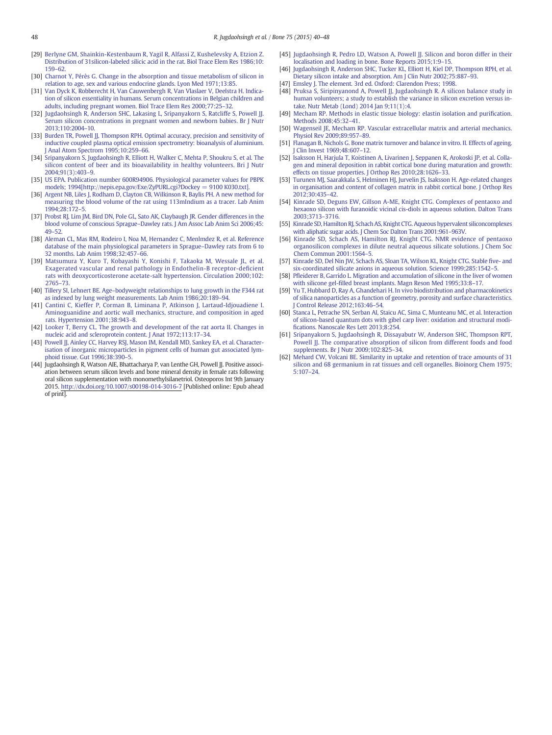[29] Berlyne GM, Shainkin-Kestenbaum R, Yagil R, Alfassi Z, Kushelevsky A, Etzion Z. Distribution of 31silicon-labeled silicic acid in the rat. Biol Trace Elem Res 1986;10:159–62.

[30] Charnot Y, Pérès G. Change in the absorption and tissue metabolism of silicon in relation to age, sex and various endocrine glands. Lyon Med 1971;13:85.

[31] Van Dyck K, Robberecht H, Van Cauwenbergh R, Van Vlaslaer V, Deelstra H. Indication of silicon essentiality in humans. Serum concentrations in Belgian children and adults, including pregnant women. Biol Trace Elem Res 2000;77:25–32.

[32] Jugdaohsingh R, Anderson SHC, Lakasing L, Sripanyakorn S, Ratcliffe S, Powell JJ. Serum silicon concentrations in pregnant women and newborn babies. Br J Nutr 2013;110:2004–10.

[33] Burden TR, Powell JJ, Thompson RPH. Optimal accuracy, precision and sensitivity of inductive coupled plasma optical emission spectrometry: bioanalysis of aluminium. J Anal Atom Spectrom 1995;10:259–66.

[34] Sripanyakorn S, Jugdaohsingh R, Elliott H, Walker C, Mehta P, Shoukru S, et al. The silicon content of beer and its bioavailability in healthy volunteers. Bri J Nutr 2004;91(3):403–9.

[35] US EPA. Publication number 600R94906. Physiological parameter values for PBPK models; 1994[http://nepis.epa.gov/Exe/ZyPURL.cgi?Dockey = 9100 K030.txt].

[36] Argent NB, Liles J, Rodham D, Clayton CB, Wilkinson R, Baylis PH. A new method for measuring the blood volume of the rat using 113mIndium as a tracer. Lab Anim 1994;28:172–5.

[37] Probst RJ, Lim JM, Bird DN, Pole GL, Sato AK, Claybaugh JR. Gender differences in the blood volume of conscious Sprague–Dawley rats. J Am Assoc Lab Anim Sci 2006;45:49–52.

[38] Aleman CL, Mas RM, Rodeiro I, Noa M, Hernandez C, Menlmdez R, et al. Reference database of the main physiological parameters in Sprague–Dawley rats from 6 to 32 months. Lab Anim 1998;32:457–66.

[39] Matsumura Y, Kuro T, Kobayashi Y, Konishi F, Takaoka M, Wessale JL, et al. Exagerated vascular and renal pathology in Endothelin-B receptor-deficient rats with deoxycorticosterone acetate-salt hypertension. Circulation 2000;102:2765–73.

[40] Tillery SI, Lehnert BE. Age–bodyweight relationships to lung growth in the F344 rat as indexed by lung weight measurements. Lab Anim 1986;20:189–94.

[41] Cantini C, Kieffer P, Corman B, Liminana P, Atkinson J, Lartaud-Idjouadiene I. Aminoguanidine and aortic wall mechanics, structure, and composition in aged rats. Hypertension 2001;38:943–8.

[42] Looker T, Berry CL. The growth and development of the rat aorta II. Changes in nucleic acid and scleroprotein content. J Anat 1972;113:17–34.

[43] Powell JJ, Ainley CC, Harvey RSJ, Mason IM, Kendall MD, Sankey EA, et al. Characterisation of inorganic microparticles in pigment cells of human gut associated lymphoid tissue. Gut 1996;38:390–5.

[44] Jugdaohsingh R, Watson AIE, Bhattacharya P, van Lenthe GH, Powell JJ. Positive association between serum silicon levels and bone mineral density in female rats following oral silicon supplementation with monomethylsilanetriol. Osteoporos Int 9th January 2015. http://dx.doi.org/10.1007/s00198-014-3016-7 [Published online: Epub ahead of print].

[45] Jugdaohsingh R, Pedro LD, Watson A, Powell JJ. Silicon and boron differ in their localisation and loading in bone. Bone Reports 2015;1:9–15.

[46] Jugdaohsingh R, Anderson SHC, Tucker KL, Elliott H, Kiel DP, Thompson RPH, et al. Dietary silicon intake and absorption. Am J Clin Nutr 2002;75:887–93.

[47] Emsley J. The element. 3rd ed. Oxford: Clarendon Press; 1998.

[48] Pruksa S, Siripinyanond A, Powell JJ, Jugdaohsingh R. A silicon balance study in human volunteers; a study to establish the variance in silicon excretion versus intake. Nutr Metab (Lond) 2014 Jan 9;11(1):4.

[49] Mecham RP. Methods in elastic tissue biology: elastin isolation and purification. Methods 2008;45:32–41.

[50] Wagenseil JE, Mecham RP. Vascular extracellular matrix and arterial mechanics. Physiol Rev 2009;89:957–89.

[51] Flanagan B, Nichols G. Bone matrix turnover and balance in vitro. II. Effects of ageing. J Clin Invest 1969;48:607–12.

[52] Isaksson H, Harjula T, Koistinen A, Livarinen J, Seppanen K, Arokoski JP, et al. Collagen and mineral deposition in rabbit cortical bone during maturation and growth: effects on tissue properties. J Orthop Res 2010;28:1626–33.

[53] Turunen MJ, Saarakkala S, Helminen HJ, Jurvelin JS, Isaksson H. Age-related changes in organisation and content of collagen matrix in rabbit cortical bone. J Orthop Res 2012;30:435–42.

[54] Kinrade SD, Deguns EW, Gillson A-ME, Knight CTG. Complexes of pentaoxo and hexaoxo silicon with furanoidic vicinal cis-diols in aqueous solution. Dalton Trans 2003;3713–3716.

[55] Kinrade SD, Hamilton RJ, Schach AS, Knight CTG. Aqueous hypervalent siliconcomplexes with aliphatic sugar acids. J Chem Soc Dalton Trans 2001:961–963V.

[56] Kinrade SD, Schach AS, Hamilton RJ, Knight CTG. NMR evidence of pentaoxo organosilicon complexes in dilute neutral aqueous silicate solutions. J Chem Soc Chem Commun 2001:1564–5.

[57] Kinrade SD, Del Nin JW, Schach AS, Sloan TA, Wilson KL, Knight CTG. Stable five- and six-coordinated silicate anions in aqueous solution. Science 1999;285:1542–5.

[58] Pfleiderer B, Garrido L. Migration and accumulation of silicone in the liver of women with silicone gel-filled breast implants. Magn Reson Med 1995;33:8–17.

[59] Yu T, Hubbard D, Ray A, Ghandehari H. In vivo biodistribution and pharmacokinetics of silica nanoparticles as a function of geometry, porosity and surface characteristics. J Control Release 2012;163:46–54.

[60] Stanca L, Petrache SN, Serban AI, Staicu AC, Sima C, Munteanu MC, et al. Interaction of silicon-based quantum dots with gibel carp liver: oxidation and structural modifications. Nanoscale Res Lett 2013;8:254.

[61] Sripanyakorn S, Jugdaohsingh R, Dissayabutr W, Anderson SHC, Thompson RPT, Powell JJ. The comparative absorption of silicon from different foods and food supplements. Br J Nutr 2009;102:825–34.

[62] Mehard CW, Volcani BE. Similarity in uptake and retention of trace amounts of 31 silicon and 68 germanium in rat tissues and cell organelles. Bioinorg Chem 1975; 5:107–24.